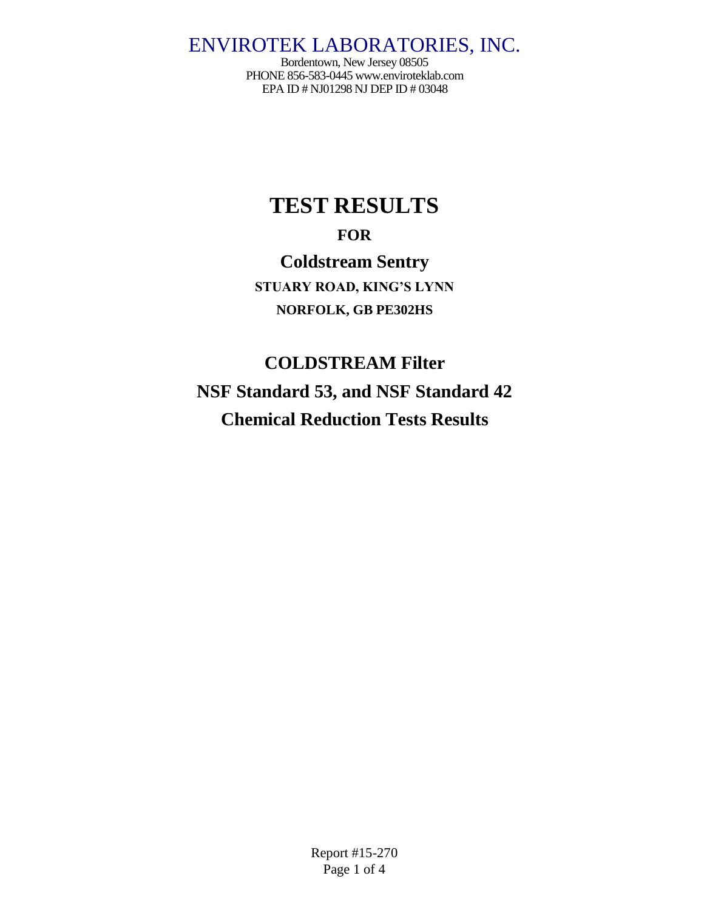ENVIROTEK LABORATORIES, INC.

Bordentown, New Jersey 08505
PHONE 856-583-0445 www.enviroteklab.com
EPA ID # NJ01298 NJ DEP ID # 03048

# TEST RESULTS

## FOR

## Coldstream Sentry

**STUARY ROAD, KING'S LYNN**

**NORFOLK, GB PE302HS**

## COLDSTREAM Filter

## NSF Standard 53, and NSF Standard 42

## Chemical Reduction Tests Results

Report #15-270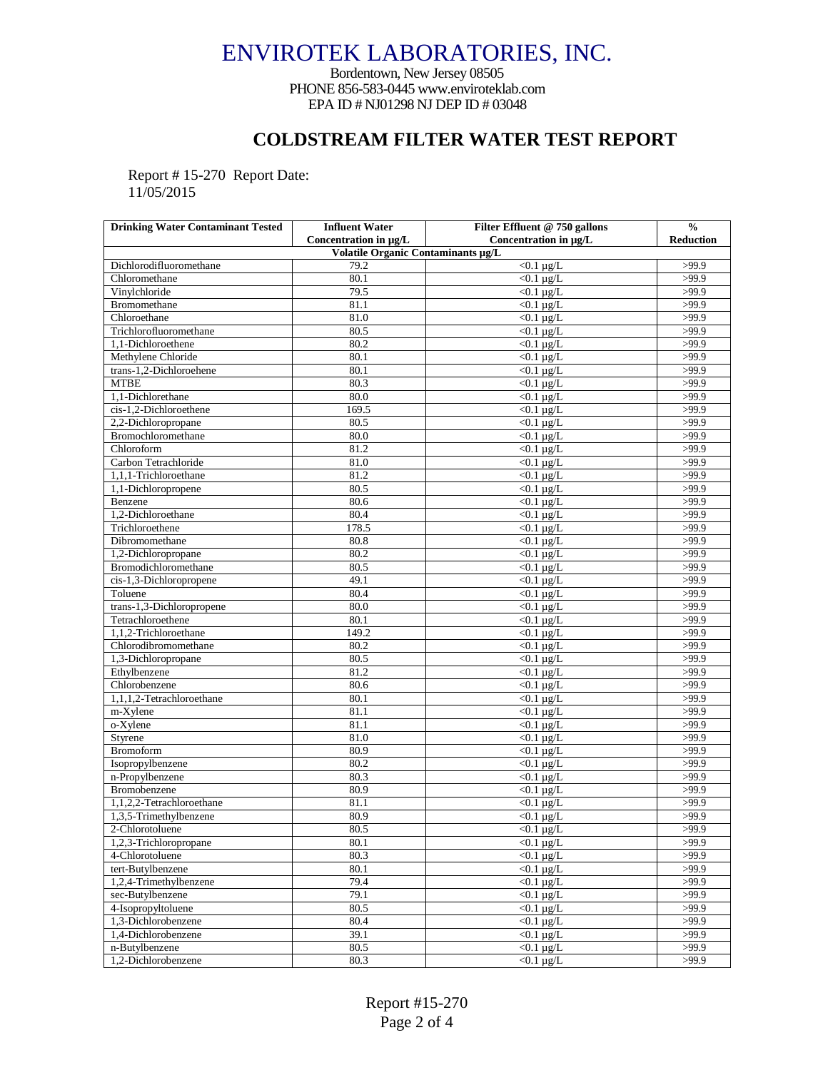# ENVIROTEK LABORATORIES, INC.

Bordentown, New Jersey 08505
PHONE 856-583-0445 www.enviroteklab.com
EPA ID # NJ01298 NJ DEP ID # 03048

## COLDSTREAM FILTER WATER TEST REPORT

Report # 15-270 Report Date: 11/05/2015

| Drinking Water Contaminant Tested | Influent Water Concentration in µg/L | Filter Effluent @ 750 gallons Concentration in µg/L | % Reduction |
|---|---|---|---|
| **Volatile Organic Contaminants µg/L** | | | |
| Dichlorodifluoromethane | 79.2 | <0.1 µg/L | >99.9 |
| Chloromethane | 80.1 | <0.1 µg/L | >99.9 |
| Vinylchloride | 79.5 | <0.1 µg/L | >99.9 |
| Bromomethane | 81.1 | <0.1 µg/L | >99.9 |
| Chloroethane | 81.0 | <0.1 µg/L | >99.9 |
| Trichlorofluoromethane | 80.5 | <0.1 µg/L | >99.9 |
| 1,1-Dichloroethene | 80.2 | <0.1 µg/L | >99.9 |
| Methylene Chloride | 80.1 | <0.1 µg/L | >99.9 |
| trans-1,2-Dichloroehene | 80.1 | <0.1 µg/L | >99.9 |
| MTBE | 80.3 | <0.1 µg/L | >99.9 |
| 1,1-Dichlorethane | 80.0 | <0.1 µg/L | >99.9 |
| cis-1,2-Dichloroethene | 169.5 | <0.1 µg/L | >99.9 |
| 2,2-Dichloropropane | 80.5 | <0.1 µg/L | >99.9 |
| Bromochloromethane | 80.0 | <0.1 µg/L | >99.9 |
| Chloroform | 81.2 | <0.1 µg/L | >99.9 |
| Carbon Tetrachloride | 81.0 | <0.1 µg/L | >99.9 |
| 1,1,1-Trichloroethane | 81.2 | <0.1 µg/L | >99.9 |
| 1,1-Dichloropropene | 80.5 | <0.1 µg/L | >99.9 |
| Benzene | 80.6 | <0.1 µg/L | >99.9 |
| 1,2-Dichloroethane | 80.4 | <0.1 µg/L | >99.9 |
| Trichloroethene | 178.5 | <0.1 µg/L | >99.9 |
| Dibromomethane | 80.8 | <0.1 µg/L | >99.9 |
| 1,2-Dichloropropane | 80.2 | <0.1 µg/L | >99.9 |
| Bromodichloromethane | 80.5 | <0.1 µg/L | >99.9 |
| cis-1,3-Dichloropropene | 49.1 | <0.1 µg/L | >99.9 |
| Toluene | 80.4 | <0.1 µg/L | >99.9 |
| trans-1,3-Dichloropropene | 80.0 | <0.1 µg/L | >99.9 |
| Tetrachloroethene | 80.1 | <0.1 µg/L | >99.9 |
| 1,1,2-Trichloroethane | 149.2 | <0.1 µg/L | >99.9 |
| Chlorodibromomethane | 80.2 | <0.1 µg/L | >99.9 |
| 1,3-Dichloropropane | 80.5 | <0.1 µg/L | >99.9 |
| Ethylbenzene | 81.2 | <0.1 µg/L | >99.9 |
| Chlorobenzene | 80.6 | <0.1 µg/L | >99.9 |
| 1,1,1,2-Tetrachloroethane | 80.1 | <0.1 µg/L | >99.9 |
| m-Xylene | 81.1 | <0.1 µg/L | >99.9 |
| o-Xylene | 81.1 | <0.1 µg/L | >99.9 |
| Styrene | 81.0 | <0.1 µg/L | >99.9 |
| Bromoform | 80.9 | <0.1 µg/L | >99.9 |
| Isopropylbenzene | 80.2 | <0.1 µg/L | >99.9 |
| n-Propylbenzene | 80.3 | <0.1 µg/L | >99.9 |
| Bromobenzene | 80.9 | <0.1 µg/L | >99.9 |
| 1,1,2,2-Tetrachloroethane | 81.1 | <0.1 µg/L | >99.9 |
| 1,3,5-Trimethylbenzene | 80.9 | <0.1 µg/L | >99.9 |
| 2-Chlorotoluene | 80.5 | <0.1 µg/L | >99.9 |
| 1,2,3-Trichloropropane | 80.1 | <0.1 µg/L | >99.9 |
| 4-Chlorotoluene | 80.3 | <0.1 µg/L | >99.9 |
| tert-Butylbenzene | 80.1 | <0.1 µg/L | >99.9 |
| 1,2,4-Trimethylbenzene | 79.4 | <0.1 µg/L | >99.9 |
| sec-Butylbenzene | 79.1 | <0.1 µg/L | >99.9 |
| 4-Isopropyltoluene | 80.5 | <0.1 µg/L | >99.9 |
| 1,3-Dichlorobenzene | 80.4 | <0.1 µg/L | >99.9 |
| 1,4-Dichlorobenzene | 39.1 | <0.1 µg/L | >99.9 |
| n-Butylbenzene | 80.5 | <0.1 µg/L | >99.9 |
| 1,2-Dichlorobenzene | 80.3 | <0.1 µg/L | >99.9 |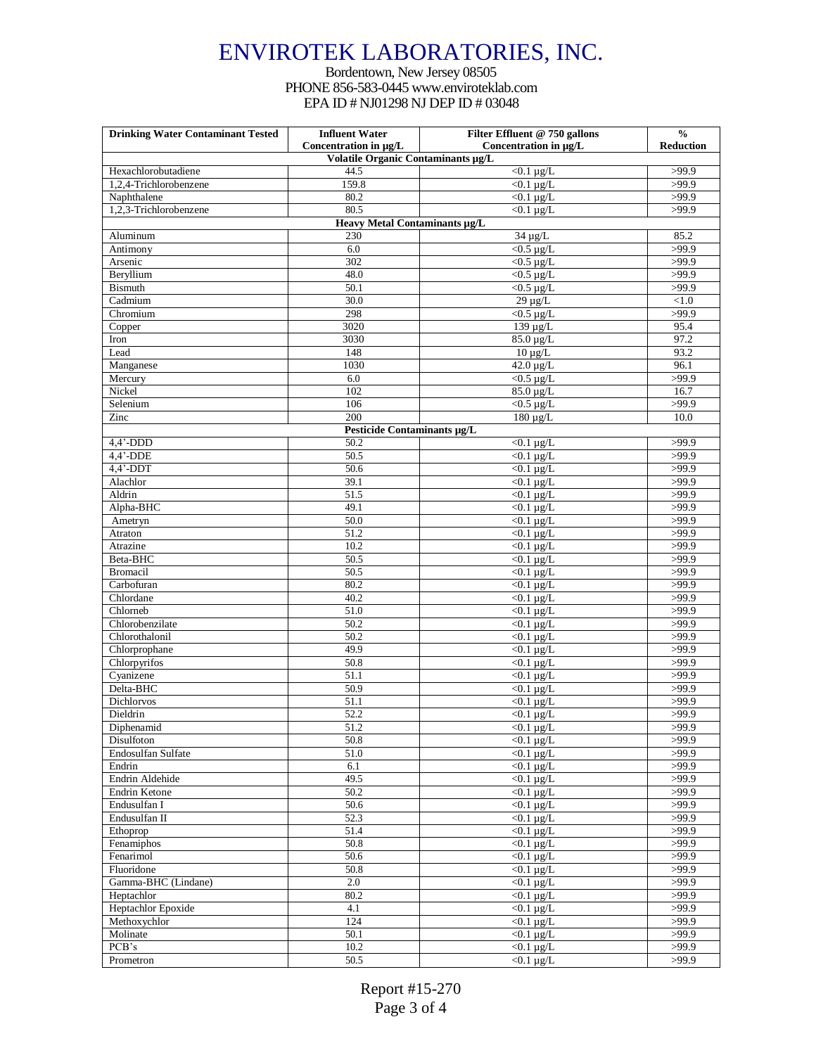# ENVIROTEK LABORATORIES, INC.

Bordentown, New Jersey 08505
PHONE 856-583-0445 www.enviroteklab.com
EPA ID # NJ01298 NJ DEP ID # 03048

| Drinking Water Contaminant Tested | Influent Water Concentration in µg/L | Filter Effluent @ 750 gallons Concentration in µg/L | % Reduction |
|---|---|---|---|
| **Volatile Organic Contaminants µg/L** | | | |
| Hexachlorobutadiene | 44.5 | <0.1 µg/L | >99.9 |
| 1,2,4-Trichlorobenzene | 159.8 | <0.1 µg/L | >99.9 |
| Naphthalene | 80.2 | <0.1 µg/L | >99.9 |
| 1,2,3-Trichlorobenzene | 80.5 | <0.1 µg/L | >99.9 |
| **Heavy Metal Contaminants µg/L** | | | |
| Aluminum | 230 | 34 µg/L | 85.2 |
| Antimony | 6.0 | <0.5 µg/L | >99.9 |
| Arsenic | 302 | <0.5 µg/L | >99.9 |
| Beryllium | 48.0 | <0.5 µg/L | >99.9 |
| Bismuth | 50.1 | <0.5 µg/L | >99.9 |
| Cadmium | 30.0 | 29 µg/L | <1.0 |
| Chromium | 298 | <0.5 µg/L | >99.9 |
| Copper | 3020 | 139 µg/L | 95.4 |
| Iron | 3030 | 85.0 µg/L | 97.2 |
| Lead | 148 | 10 µg/L | 93.2 |
| Manganese | 1030 | 42.0 µg/L | 96.1 |
| Mercury | 6.0 | <0.5 µg/L | >99.9 |
| Nickel | 102 | 85.0 µg/L | 16.7 |
| Selenium | 106 | <0.5 µg/L | >99.9 |
| Zinc | 200 | 180 µg/L | 10.0 |
| **Pesticide Contaminants µg/L** | | | |
| 4,4'-DDD | 50.2 | <0.1 µg/L | >99.9 |
| 4,4'-DDE | 50.5 | <0.1 µg/L | >99.9 |
| 4,4'-DDT | 50.6 | <0.1 µg/L | >99.9 |
| Alachlor | 39.1 | <0.1 µg/L | >99.9 |
| Aldrin | 51.5 | <0.1 µg/L | >99.9 |
| Alpha-BHC | 49.1 | <0.1 µg/L | >99.9 |
| Ametryn | 50.0 | <0.1 µg/L | >99.9 |
| Atraton | 51.2 | <0.1 µg/L | >99.9 |
| Atrazine | 10.2 | <0.1 µg/L | >99.9 |
| Beta-BHC | 50.5 | <0.1 µg/L | >99.9 |
| Bromacil | 50.5 | <0.1 µg/L | >99.9 |
| Carbofuran | 80.2 | <0.1 µg/L | >99.9 |
| Chlordane | 40.2 | <0.1 µg/L | >99.9 |
| Chlorneb | 51.0 | <0.1 µg/L | >99.9 |
| Chlorobenzilate | 50.2 | <0.1 µg/L | >99.9 |
| Chlorothalonil | 50.2 | <0.1 µg/L | >99.9 |
| Chlorprophane | 49.9 | <0.1 µg/L | >99.9 |
| Chlorpyrifos | 50.8 | <0.1 µg/L | >99.9 |
| Cyanizene | 51.1 | <0.1 µg/L | >99.9 |
| Delta-BHC | 50.9 | <0.1 µg/L | >99.9 |
| Dichlorvos | 51.1 | <0.1 µg/L | >99.9 |
| Dieldrin | 52.2 | <0.1 µg/L | >99.9 |
| Diphenamid | 51.2 | <0.1 µg/L | >99.9 |
| Disulfoton | 50.8 | <0.1 µg/L | >99.9 |
| Endosulfan Sulfate | 51.0 | <0.1 µg/L | >99.9 |
| Endrin | 6.1 | <0.1 µg/L | >99.9 |
| Endrin Aldehide | 49.5 | <0.1 µg/L | >99.9 |
| Endrin Ketone | 50.2 | <0.1 µg/L | >99.9 |
| Endusulfan I | 50.6 | <0.1 µg/L | >99.9 |
| Endusulfan II | 52.3 | <0.1 µg/L | >99.9 |
| Ethoprop | 51.4 | <0.1 µg/L | >99.9 |
| Fenamiphos | 50.8 | <0.1 µg/L | >99.9 |
| Fenarimol | 50.6 | <0.1 µg/L | >99.9 |
| Fluoridone | 50.8 | <0.1 µg/L | >99.9 |
| Gamma-BHC (Lindane) | 2.0 | <0.1 µg/L | >99.9 |
| Heptachlor | 80.2 | <0.1 µg/L | >99.9 |
| Heptachlor Epoxide | 4.1 | <0.1 µg/L | >99.9 |
| Methoxychlor | 124 | <0.1 µg/L | >99.9 |
| Molinate | 50.1 | <0.1 µg/L | >99.9 |
| PCB's | 10.2 | <0.1 µg/L | >99.9 |
| Prometron | 50.5 | <0.1 µg/L | >99.9 |

Report #15-270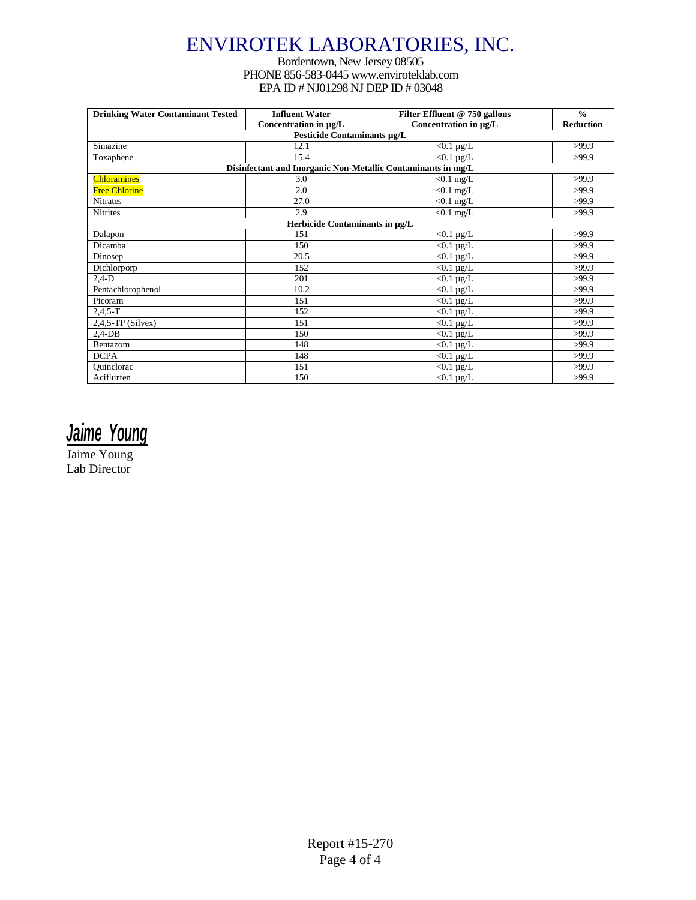# ENVIROTEK LABORATORIES, INC.

Bordentown, New Jersey 08505
PHONE 856-583-0445 www.enviroteklab.com
EPA ID # NJ01298 NJ DEP ID # 03048

| Drinking Water Contaminant Tested | Influent Water Concentration in µg/L | Filter Effluent @ 750 gallons Concentration in µg/L | % Reduction |
|---|---|---|---|
| **Pesticide Contaminants µg/L** | | | |
| Simazine | 12.1 | <0.1 µg/L | >99.9 |
| Toxaphene | 15.4 | <0.1 µg/L | >99.9 |
| **Disinfectant and Inorganic Non-Metallic Contaminants in mg/L** | | | |
| Chloramines | 3.0 | <0.1 mg/L | >99.9 |
| Free Chlorine | 2.0 | <0.1 mg/L | >99.9 |
| Nitrates | 27.0 | <0.1 mg/L | >99.9 |
| Nitrites | 2.9 | <0.1 mg/L | >99.9 |
| **Herbicide Contaminants in µg/L** | | | |
| Dalapon | 151 | <0.1 µg/L | >99.9 |
| Dicamba | 150 | <0.1 µg/L | >99.9 |
| Dinosep | 20.5 | <0.1 µg/L | >99.9 |
| Dichlorporp | 152 | <0.1 µg/L | >99.9 |
| 2,4-D | 201 | <0.1 µg/L | >99.9 |
| Pentachlorophenol | 10.2 | <0.1 µg/L | >99.9 |
| Picoram | 151 | <0.1 µg/L | >99.9 |
| 2,4,5-T | 152 | <0.1 µg/L | >99.9 |
| 2,4,5-TP (Silvex) | 151 | <0.1 µg/L | >99.9 |
| 2,4-DB | 150 | <0.1 µg/L | >99.9 |
| Bentazom | 148 | <0.1 µg/L | >99.9 |
| DCPA | 148 | <0.1 µg/L | >99.9 |
| Quinclorac | 151 | <0.1 µg/L | >99.9 |
| Aciflurfen | 150 | <0.1 µg/L | >99.9 |

*Jaime Young*

Jaime Young
Lab Director

Report #15-270